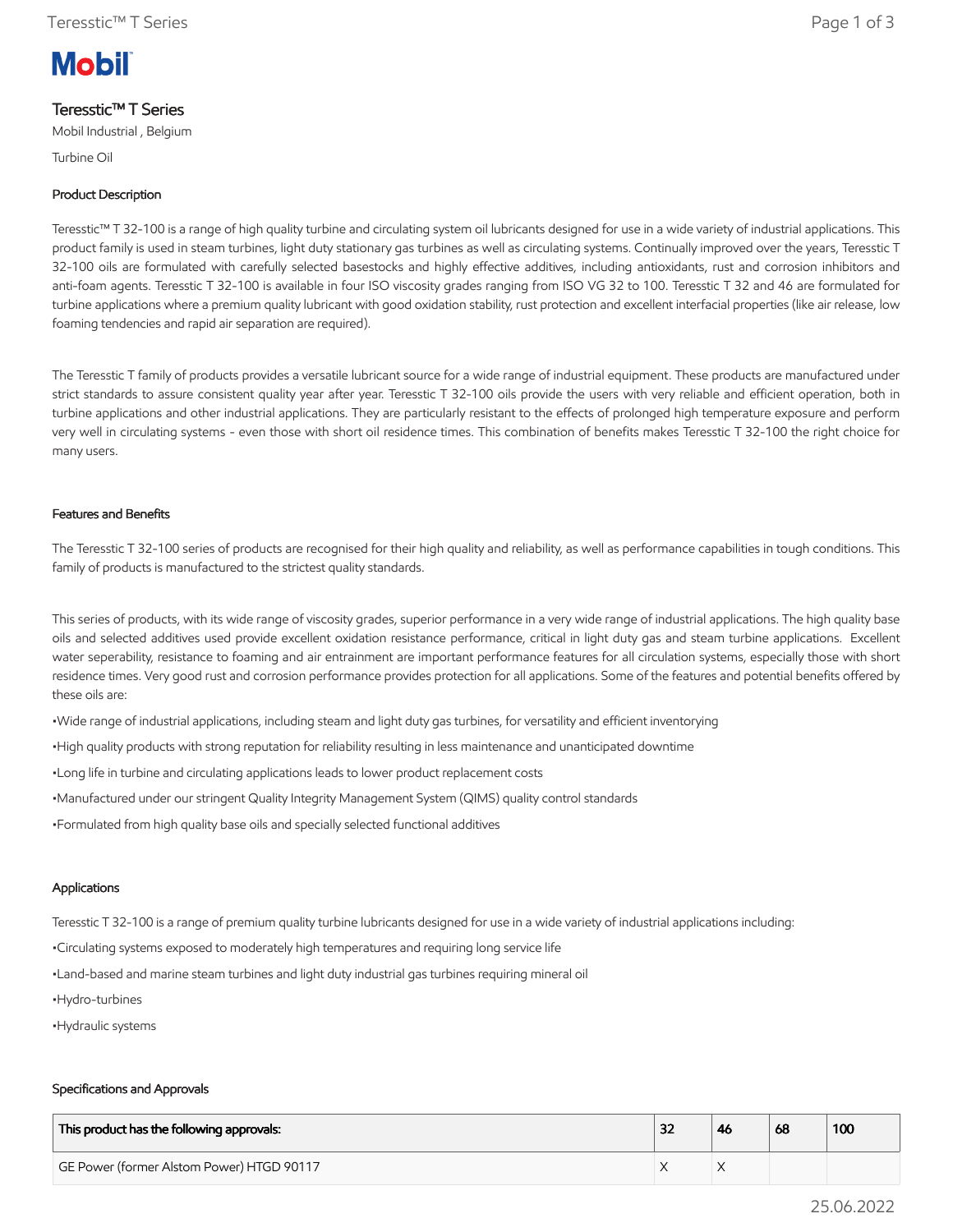Mobil

# Teresstic™ T Series

Mobil Industrial , Belgium

Turbine Oil

## Product Description

Teresstic™ T 32-100 is a range of high quality turbine and circulating system oil lubricants designed for use in a wide variety of industrial applications. This product family is used in steam turbines, light duty stationary gas turbines as well as circulating systems. Continually improved over the years, Teresstic T 32-100 oils are formulated with carefully selected basestocks and highly effective additives, including antioxidants, rust and corrosion inhibitors and anti-foam agents. Teresstic T 32-100 is available in four ISO viscosity grades ranging from ISO VG 32 to 100. Teresstic T 32 and 46 are formulated for turbine applications where a premium quality lubricant with good oxidation stability, rust protection and excellent interfacial properties (like air release, low foaming tendencies and rapid air separation are required).

The Teresstic T family of products provides a versatile lubricant source for a wide range of industrial equipment. These products are manufactured under strict standards to assure consistent quality year after year. Teresstic T 32-100 oils provide the users with very reliable and efficient operation, both in turbine applications and other industrial applications. They are particularly resistant to the effects of prolonged high temperature exposure and perform very well in circulating systems - even those with short oil residence times. This combination of benefits makes Teresstic T 32-100 the right choice for many users.

## Features and Benefits

The Teresstic T 32-100 series of products are recognised for their high quality and reliability, as well as performance capabilities in tough conditions. This family of products is manufactured to the strictest quality standards.

This series of products, with its wide range of viscosity grades, superior performance in a very wide range of industrial applications. The high quality base oils and selected additives used provide excellent oxidation resistance performance, critical in light duty gas and steam turbine applications. Excellent water seperability, resistance to foaming and air entrainment are important performance features for all circulation systems, especially those with short residence times. Very good rust and corrosion performance provides protection for all applications. Some of the features and potential benefits offered by these oils are:

- Wide range of industrial applications, including steam and light duty gas turbines, for versatility and efficient inventorying
- High quality products with strong reputation for reliability resulting in less maintenance and unanticipated downtime
- Long life in turbine and circulating applications leads to lower product replacement costs
- Manufactured under our stringent Quality Integrity Management System (QIMS) quality control standards
- Formulated from high quality base oils and specially selected functional additives

## Applications

Teresstic T 32-100 is a range of premium quality turbine lubricants designed for use in a wide variety of industrial applications including:

- Circulating systems exposed to moderately high temperatures and requiring long service life
- Land-based and marine steam turbines and light duty industrial gas turbines requiring mineral oil
- Hydro-turbines
- Hydraulic systems

## Specifications and Approvals

| This product has the following approvals: | 32 | 46 | 68 | 100 |
| --- | --- | --- | --- | --- |
| GE Power (former Alstom Power) HTGD 90117 | X | X | | |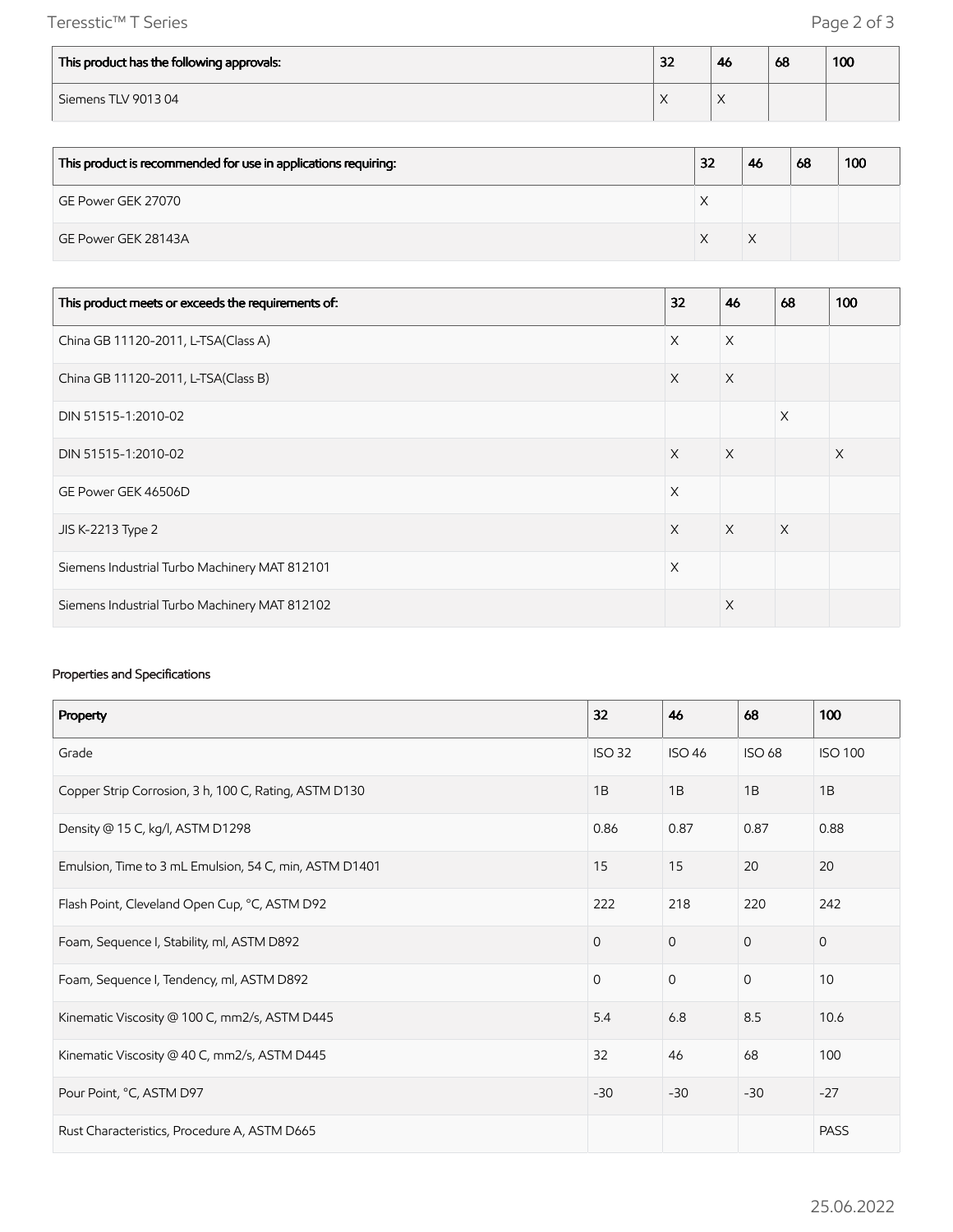| This product has the following approvals: | 32 | 46 | 68 | 100 |
|---|---|---|---|---|
| Siemens TLV 9013 04 | X | X | | |

| This product is recommended for use in applications requiring: | 32 | 46 | 68 | 100 |
|---|---|---|---|---|
| GE Power GEK 27070 | X | | | |
| GE Power GEK 28143A | X | X | | |

| This product meets or exceeds the requirements of: | 32 | 46 | 68 | 100 |
|---|---|---|---|---|
| China GB 11120-2011, L-TSA(Class A) | X | X | | |
| China GB 11120-2011, L-TSA(Class B) | X | X | | |
| DIN 51515-1:2010-02 | | | X | |
| DIN 51515-1:2010-02 | X | X | | X |
| GE Power GEK 46506D | X | | | |
| JIS K-2213 Type 2 | X | X | X | |
| Siemens Industrial Turbo Machinery MAT 812101 | X | | | |
| Siemens Industrial Turbo Machinery MAT 812102 | | X | | |

Properties and Specifications

| Property | 32 | 46 | 68 | 100 |
|---|---|---|---|---|
| Grade | ISO 32 | ISO 46 | ISO 68 | ISO 100 |
| Copper Strip Corrosion, 3 h, 100 C, Rating, ASTM D130 | 1B | 1B | 1B | 1B |
| Density @ 15 C, kg/l, ASTM D1298 | 0.86 | 0.87 | 0.87 | 0.88 |
| Emulsion, Time to 3 mL Emulsion, 54 C, min, ASTM D1401 | 15 | 15 | 20 | 20 |
| Flash Point, Cleveland Open Cup, °C, ASTM D92 | 222 | 218 | 220 | 242 |
| Foam, Sequence I, Stability, ml, ASTM D892 | 0 | 0 | 0 | 0 |
| Foam, Sequence I, Tendency, ml, ASTM D892 | 0 | 0 | 0 | 10 |
| Kinematic Viscosity @ 100 C, mm2/s, ASTM D445 | 5.4 | 6.8 | 8.5 | 10.6 |
| Kinematic Viscosity @ 40 C, mm2/s, ASTM D445 | 32 | 46 | 68 | 100 |
| Pour Point, °C, ASTM D97 | -30 | -30 | -30 | -27 |
| Rust Characteristics, Procedure A, ASTM D665 | | | | PASS |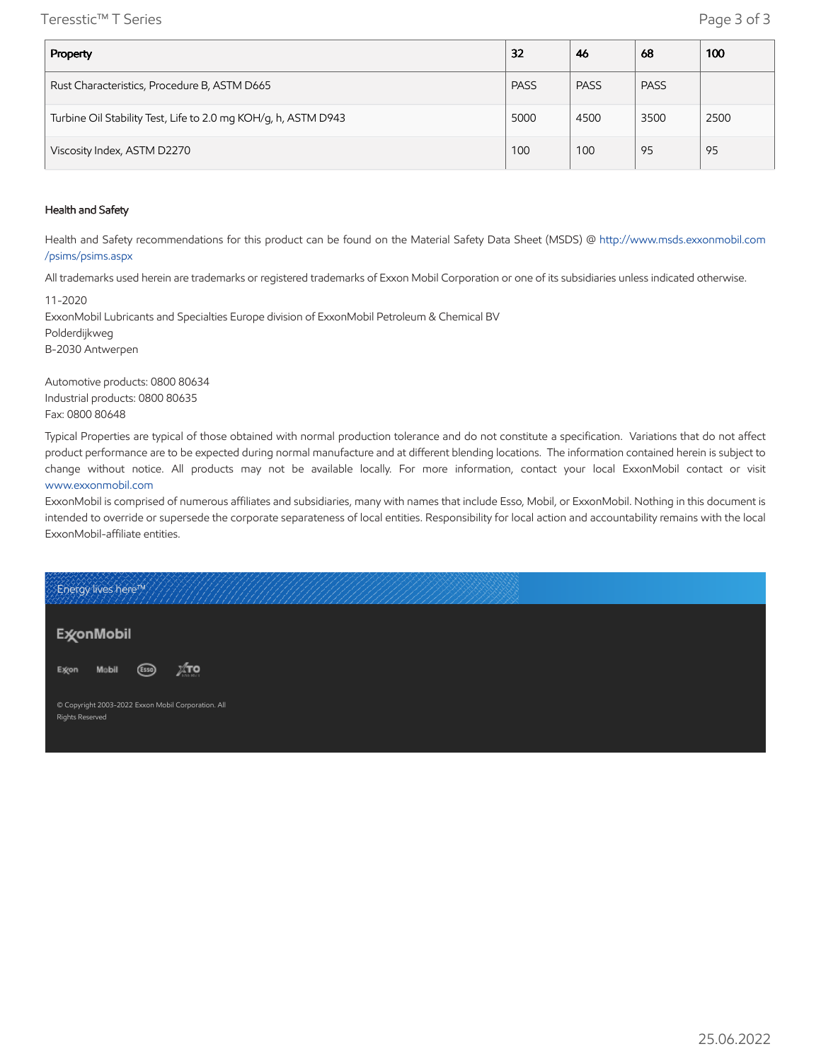| Property | 32 | 46 | 68 | 100 |
|---|---|---|---|---|
| Rust Characteristics, Procedure B, ASTM D665 | PASS | PASS | PASS | |
| Turbine Oil Stability Test, Life to 2.0 mg KOH/g, h, ASTM D943 | 5000 | 4500 | 3500 | 2500 |
| Viscosity Index, ASTM D2270 | 100 | 100 | 95 | 95 |

### Health and Safety

Health and Safety recommendations for this product can be found on the Material Safety Data Sheet (MSDS) @ http://www.msds.exxonmobil.com/psims/psims.aspx

All trademarks used herein are trademarks or registered trademarks of Exxon Mobil Corporation or one of its subsidiaries unless indicated otherwise.

11-2020
ExxonMobil Lubricants and Specialties Europe division of ExxonMobil Petroleum & Chemical BV
Polderdijkweg
B-2030 Antwerpen

Automotive products: 0800 80634
Industrial products: 0800 80635
Fax: 0800 80648

Typical Properties are typical of those obtained with normal production tolerance and do not constitute a specification. Variations that do not affect product performance are to be expected during normal manufacture and at different blending locations. The information contained herein is subject to change without notice. All products may not be available locally. For more information, contact your local ExxonMobil contact or visit www.exxonmobil.com

ExxonMobil is comprised of numerous affiliates and subsidiaries, many with names that include Esso, Mobil, or ExxonMobil. Nothing in this document is intended to override or supersede the corporate separateness of local entities. Responsibility for local action and accountability remains with the local ExxonMobil-affiliate entities.

Energy lives here™

ExxonMobil

Exxon Mobil Esso XTO

© Copyright 2003-2022 Exxon Mobil Corporation. All Rights Reserved

25.06.2022